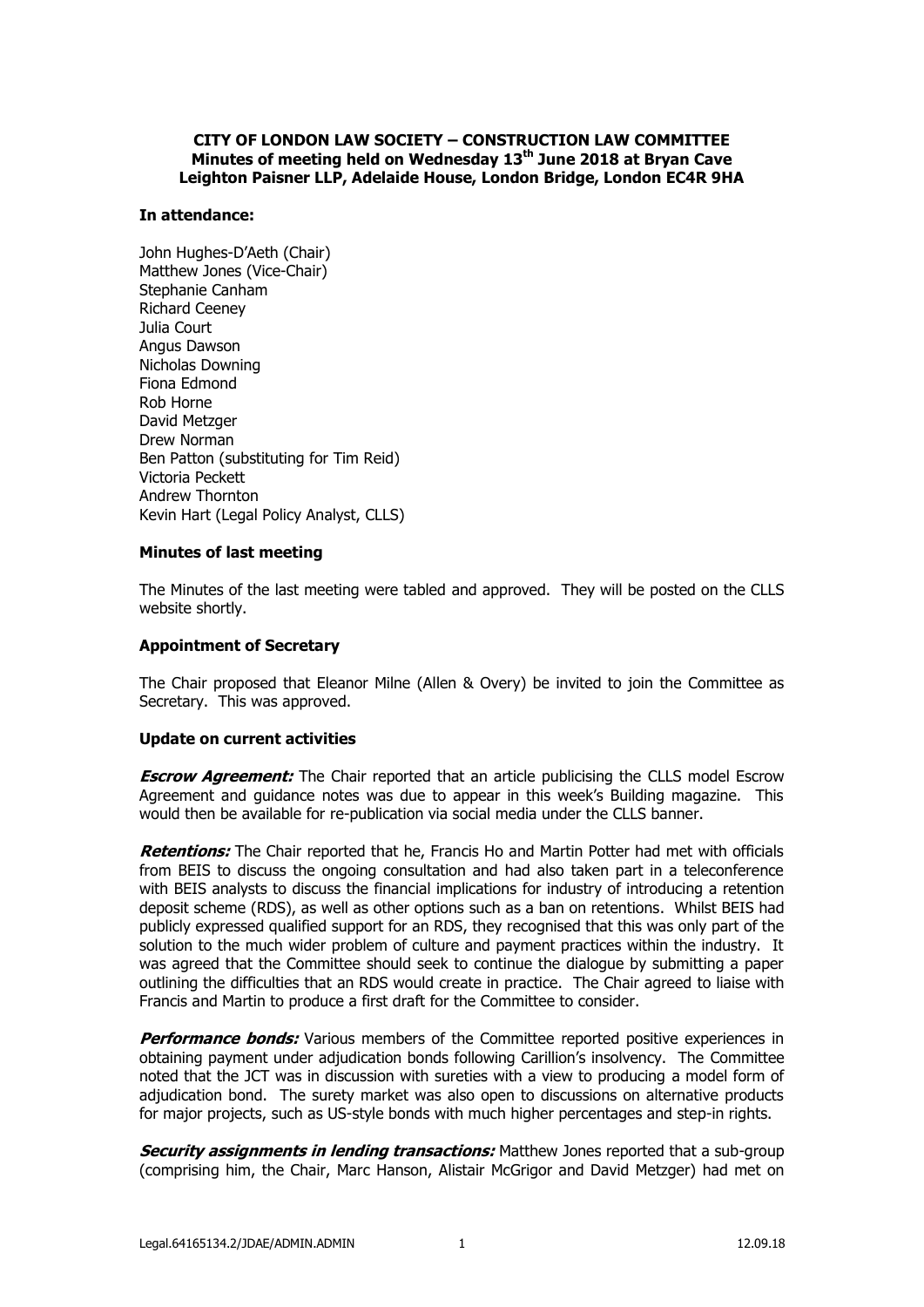**CITY OF LONDON LAW SOCIETY – CONSTRUCTION LAW COMMITTEE**
**Minutes of meeting held on Wednesday 13th June 2018 at Bryan Cave Leighton Paisner LLP, Adelaide House, London Bridge, London EC4R 9HA**

**In attendance:**

John Hughes-D'Aeth (Chair)
Matthew Jones (Vice-Chair)
Stephanie Canham
Richard Ceeney
Julia Court
Angus Dawson
Nicholas Downing
Fiona Edmond
Rob Horne
David Metzger
Drew Norman
Ben Patton (substituting for Tim Reid)
Victoria Peckett
Andrew Thornton
Kevin Hart (Legal Policy Analyst, CLLS)

**Minutes of last meeting**

The Minutes of the last meeting were tabled and approved. They will be posted on the CLLS website shortly.

**Appointment of Secretary**

The Chair proposed that Eleanor Milne (Allen & Overy) be invited to join the Committee as Secretary. This was approved.

**Update on current activities**

***Escrow Agreement:*** The Chair reported that an article publicising the CLLS model Escrow Agreement and guidance notes was due to appear in this week's Building magazine. This would then be available for re-publication via social media under the CLLS banner.

***Retentions:*** The Chair reported that he, Francis Ho and Martin Potter had met with officials from BEIS to discuss the ongoing consultation and had also taken part in a teleconference with BEIS analysts to discuss the financial implications for industry of introducing a retention deposit scheme (RDS), as well as other options such as a ban on retentions. Whilst BEIS had publicly expressed qualified support for an RDS, they recognised that this was only part of the solution to the much wider problem of culture and payment practices within the industry. It was agreed that the Committee should seek to continue the dialogue by submitting a paper outlining the difficulties that an RDS would create in practice. The Chair agreed to liaise with Francis and Martin to produce a first draft for the Committee to consider.

***Performance bonds:*** Various members of the Committee reported positive experiences in obtaining payment under adjudication bonds following Carillion's insolvency. The Committee noted that the JCT was in discussion with sureties with a view to producing a model form of adjudication bond. The surety market was also open to discussions on alternative products for major projects, such as US-style bonds with much higher percentages and step-in rights.

***Security assignments in lending transactions:*** Matthew Jones reported that a sub-group (comprising him, the Chair, Marc Hanson, Alistair McGrigor and David Metzger) had met on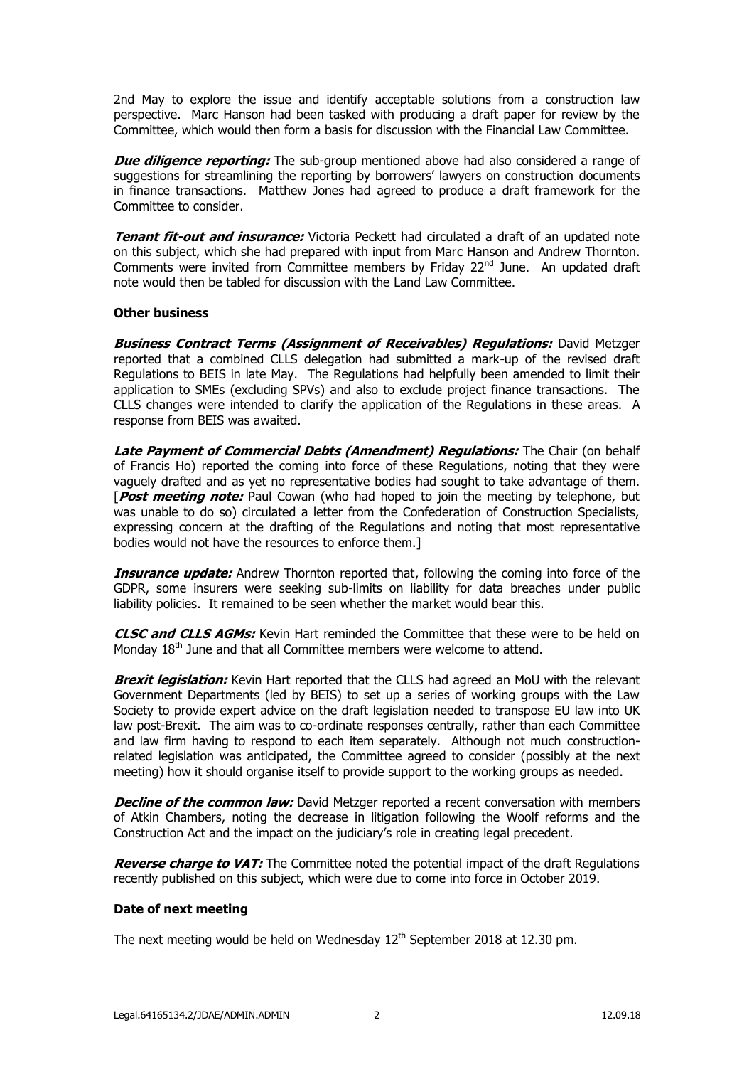2nd May to explore the issue and identify acceptable solutions from a construction law perspective. Marc Hanson had been tasked with producing a draft paper for review by the Committee, which would then form a basis for discussion with the Financial Law Committee.

***Due diligence reporting:*** The sub-group mentioned above had also considered a range of suggestions for streamlining the reporting by borrowers' lawyers on construction documents in finance transactions. Matthew Jones had agreed to produce a draft framework for the Committee to consider.

***Tenant fit-out and insurance:*** Victoria Peckett had circulated a draft of an updated note on this subject, which she had prepared with input from Marc Hanson and Andrew Thornton. Comments were invited from Committee members by Friday 22nd June. An updated draft note would then be tabled for discussion with the Land Law Committee.

**Other business**

***Business Contract Terms (Assignment of Receivables) Regulations:*** David Metzger reported that a combined CLLS delegation had submitted a mark-up of the revised draft Regulations to BEIS in late May. The Regulations had helpfully been amended to limit their application to SMEs (excluding SPVs) and also to exclude project finance transactions. The CLLS changes were intended to clarify the application of the Regulations in these areas. A response from BEIS was awaited.

***Late Payment of Commercial Debts (Amendment) Regulations:*** The Chair (on behalf of Francis Ho) reported the coming into force of these Regulations, noting that they were vaguely drafted and as yet no representative bodies had sought to take advantage of them. [***Post meeting note:*** Paul Cowan (who had hoped to join the meeting by telephone, but was unable to do so) circulated a letter from the Confederation of Construction Specialists, expressing concern at the drafting of the Regulations and noting that most representative bodies would not have the resources to enforce them.]

***Insurance update:*** Andrew Thornton reported that, following the coming into force of the GDPR, some insurers were seeking sub-limits on liability for data breaches under public liability policies. It remained to be seen whether the market would bear this.

***CLSC and CLLS AGMs:*** Kevin Hart reminded the Committee that these were to be held on Monday 18th June and that all Committee members were welcome to attend.

***Brexit legislation:*** Kevin Hart reported that the CLLS had agreed an MoU with the relevant Government Departments (led by BEIS) to set up a series of working groups with the Law Society to provide expert advice on the draft legislation needed to transpose EU law into UK law post-Brexit. The aim was to co-ordinate responses centrally, rather than each Committee and law firm having to respond to each item separately. Although not much construction-related legislation was anticipated, the Committee agreed to consider (possibly at the next meeting) how it should organise itself to provide support to the working groups as needed.

***Decline of the common law:*** David Metzger reported a recent conversation with members of Atkin Chambers, noting the decrease in litigation following the Woolf reforms and the Construction Act and the impact on the judiciary's role in creating legal precedent.

***Reverse charge to VAT:*** The Committee noted the potential impact of the draft Regulations recently published on this subject, which were due to come into force in October 2019.

**Date of next meeting**

The next meeting would be held on Wednesday 12th September 2018 at 12.30 pm.

Legal.64165134.2/JDAE/ADMIN.ADMIN 12.09.18